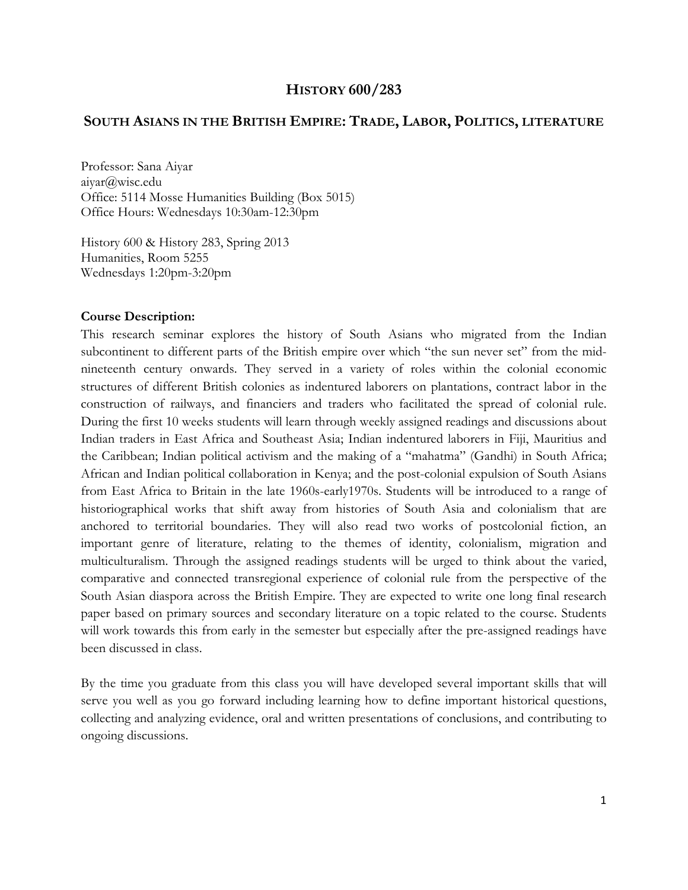# HISTORY 600/283

## SOUTH ASIANS IN THE BRITISH EMPIRE: TRADE, LABOR, POLITICS, LITERATURE

Professor: Sana Aiyar
aiyar@wisc.edu
Office: 5114 Mosse Humanities Building (Box 5015)
Office Hours: Wednesdays 10:30am-12:30pm

History 600 & History 283, Spring 2013
Humanities, Room 5255
Wednesdays 1:20pm-3:20pm

**Course Description:**

This research seminar explores the history of South Asians who migrated from the Indian subcontinent to different parts of the British empire over which "the sun never set" from the mid-nineteenth century onwards. They served in a variety of roles within the colonial economic structures of different British colonies as indentured laborers on plantations, contract labor in the construction of railways, and financiers and traders who facilitated the spread of colonial rule. During the first 10 weeks students will learn through weekly assigned readings and discussions about Indian traders in East Africa and Southeast Asia; Indian indentured laborers in Fiji, Mauritius and the Caribbean; Indian political activism and the making of a "mahatma" (Gandhi) in South Africa; African and Indian political collaboration in Kenya; and the post-colonial expulsion of South Asians from East Africa to Britain in the late 1960s-early1970s. Students will be introduced to a range of historiographical works that shift away from histories of South Asia and colonialism that are anchored to territorial boundaries. They will also read two works of postcolonial fiction, an important genre of literature, relating to the themes of identity, colonialism, migration and multiculturalism. Through the assigned readings students will be urged to think about the varied, comparative and connected transregional experience of colonial rule from the perspective of the South Asian diaspora across the British Empire. They are expected to write one long final research paper based on primary sources and secondary literature on a topic related to the course. Students will work towards this from early in the semester but especially after the pre-assigned readings have been discussed in class.

By the time you graduate from this class you will have developed several important skills that will serve you well as you go forward including learning how to define important historical questions, collecting and analyzing evidence, oral and written presentations of conclusions, and contributing to ongoing discussions.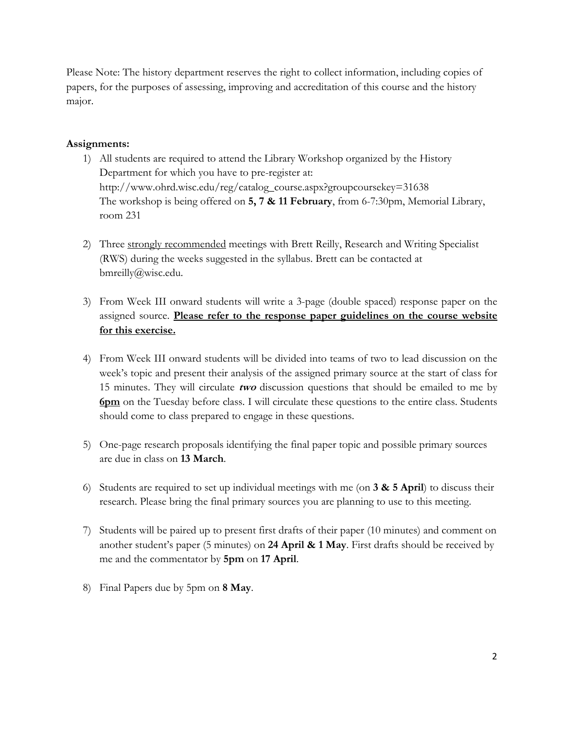Please Note: The history department reserves the right to collect information, including copies of papers, for the purposes of assessing, improving and accreditation of this course and the history major.

**Assignments:**

1) All students are required to attend the Library Workshop organized by the History Department for which you have to pre-register at: http://www.ohrd.wisc.edu/reg/catalog_course.aspx?groupcoursekey=31638 The workshop is being offered on **5, 7 & 11 February**, from 6-7:30pm, Memorial Library, room 231

2) Three <u>strongly recommended</u> meetings with Brett Reilly, Research and Writing Specialist (RWS) during the weeks suggested in the syllabus. Brett can be contacted at bmreilly@wisc.edu.

3) From Week III onward students will write a 3-page (double spaced) response paper on the assigned source. **<u>Please refer to the response paper guidelines on the course website for this exercise.</u>**

4) From Week III onward students will be divided into teams of two to lead discussion on the week's topic and present their analysis of the assigned primary source at the start of class for 15 minutes. They will circulate ***two*** discussion questions that should be emailed to me by **<u>6pm</u>** on the Tuesday before class. I will circulate these questions to the entire class. Students should come to class prepared to engage in these questions.

5) One-page research proposals identifying the final paper topic and possible primary sources are due in class on **13 March**.

6) Students are required to set up individual meetings with me (on **3 & 5 April**) to discuss their research. Please bring the final primary sources you are planning to use to this meeting.

7) Students will be paired up to present first drafts of their paper (10 minutes) and comment on another student's paper (5 minutes) on **24 April & 1 May**. First drafts should be received by me and the commentator by **5pm** on **17 April**.

8) Final Papers due by 5pm on **8 May**.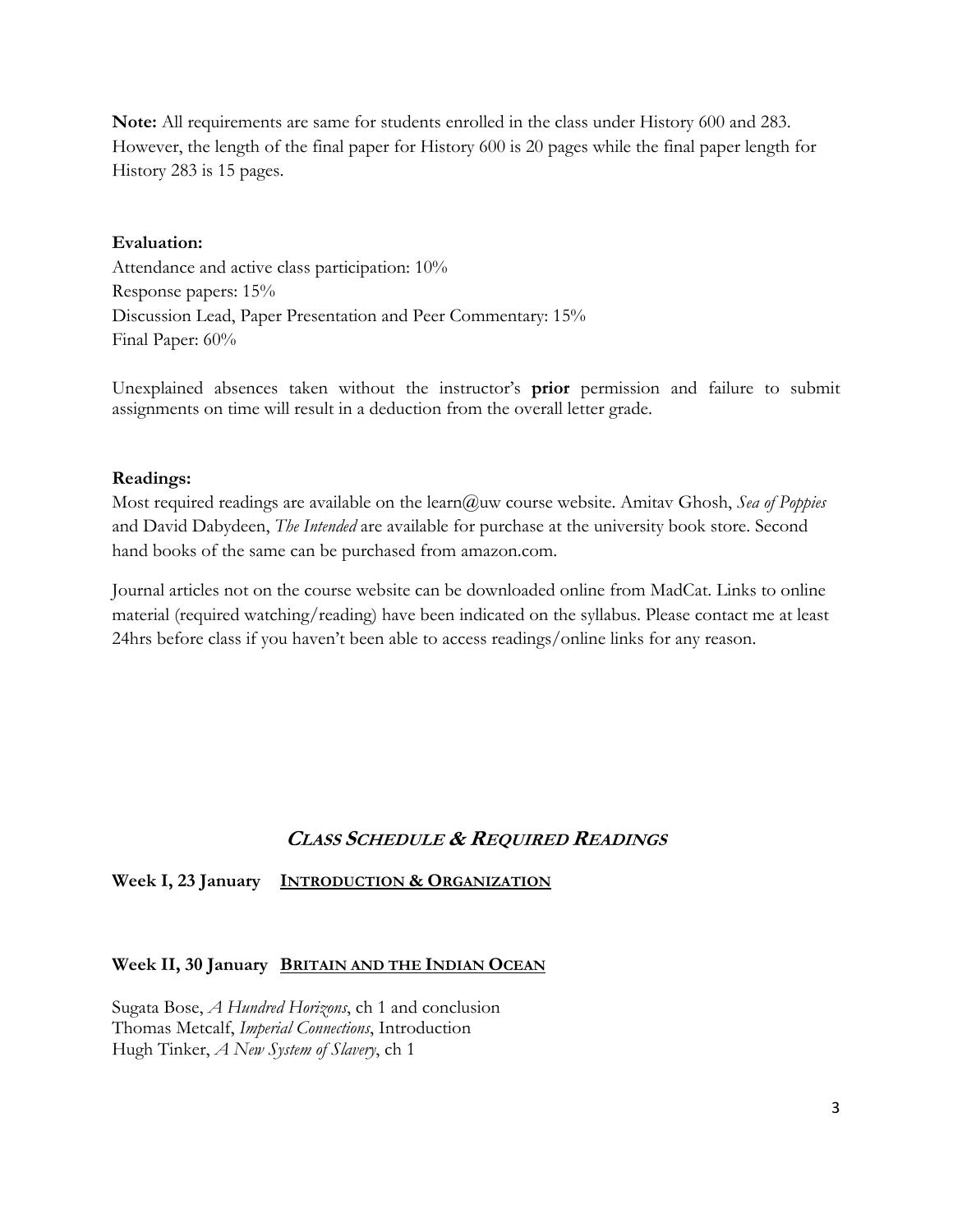**Note:** All requirements are same for students enrolled in the class under History 600 and 283. However, the length of the final paper for History 600 is 20 pages while the final paper length for History 283 is 15 pages.

**Evaluation:**

Attendance and active class participation: 10%
Response papers: 15%
Discussion Lead, Paper Presentation and Peer Commentary: 15%
Final Paper: 60%

Unexplained absences taken without the instructor's **prior** permission and failure to submit assignments on time will result in a deduction from the overall letter grade.

**Readings:**

Most required readings are available on the learn@uw course website. Amitav Ghosh, *Sea of Poppies* and David Dabydeen, *The Intended* are available for purchase at the university book store. Second hand books of the same can be purchased from amazon.com.

Journal articles not on the course website can be downloaded online from MadCat. Links to online material (required watching/reading) have been indicated on the syllabus. Please contact me at least 24hrs before class if you haven't been able to access readings/online links for any reason.

## *CLASS SCHEDULE & REQUIRED READINGS*

**Week I, 23 January** **INTRODUCTION & ORGANIZATION**

**Week II, 30 January** **BRITAIN AND THE INDIAN OCEAN**

Sugata Bose, *A Hundred Horizons*, ch 1 and conclusion
Thomas Metcalf, *Imperial Connections*, Introduction
Hugh Tinker, *A New System of Slavery*, ch 1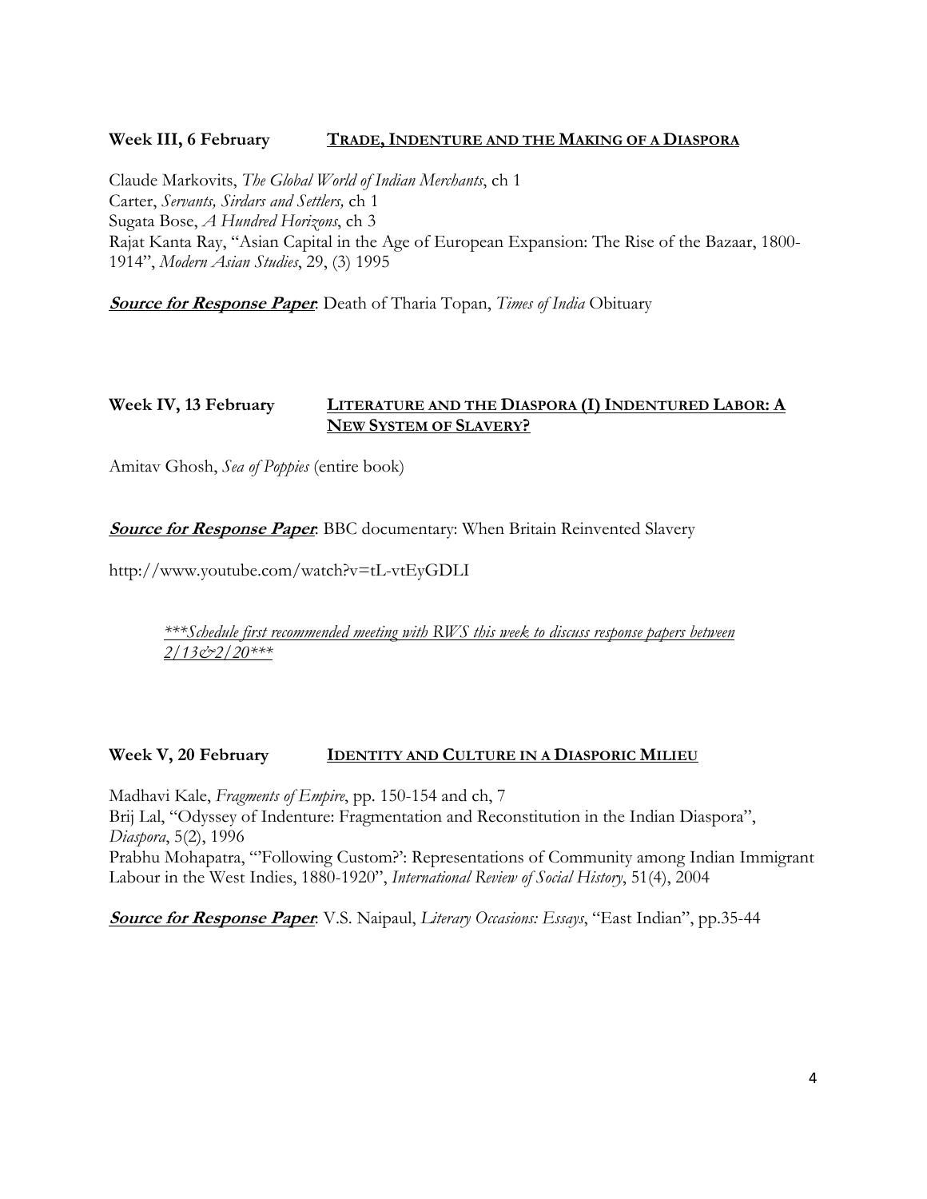### Week III, 6 February — <u>TRADE, INDENTURE AND THE MAKING OF A DIASPORA</u>

Claude Markovits, *The Global World of Indian Merchants*, ch 1
Carter, *Servants, Sirdars and Settlers,* ch 1
Sugata Bose, *A Hundred Horizons*, ch 3
Rajat Kanta Ray, "Asian Capital in the Age of European Expansion: The Rise of the Bazaar, 1800-1914", *Modern Asian Studies*, 29, (3) 1995

***<u>Source for Response Paper</u>***: Death of Tharia Topan, *Times of India* Obituary

### Week IV, 13 February — <u>LITERATURE AND THE DIASPORA (I) INDENTURED LABOR: A NEW SYSTEM OF SLAVERY?</u>

Amitav Ghosh, *Sea of Poppies* (entire book)

***<u>Source for Response Paper</u>***: BBC documentary: When Britain Reinvented Slavery

http://www.youtube.com/watch?v=tL-vtEyGDLI

*<u>***Schedule first recommended meeting with RWS this week to discuss response papers between 2/13&2/20***</u>*

### Week V, 20 February — <u>IDENTITY AND CULTURE IN A DIASPORIC MILIEU</u>

Madhavi Kale, *Fragments of Empire*, pp. 150-154 and ch, 7
Brij Lal, "Odyssey of Indenture: Fragmentation and Reconstitution in the Indian Diaspora", *Diaspora*, 5(2), 1996
Prabhu Mohapatra, "'Following Custom?': Representations of Community among Indian Immigrant Labour in the West Indies, 1880-1920", *International Review of Social History*, 51(4), 2004

***<u>Source for Response Paper</u>***: V.S. Naipaul, *Literary Occasions: Essays*, "East Indian", pp.35-44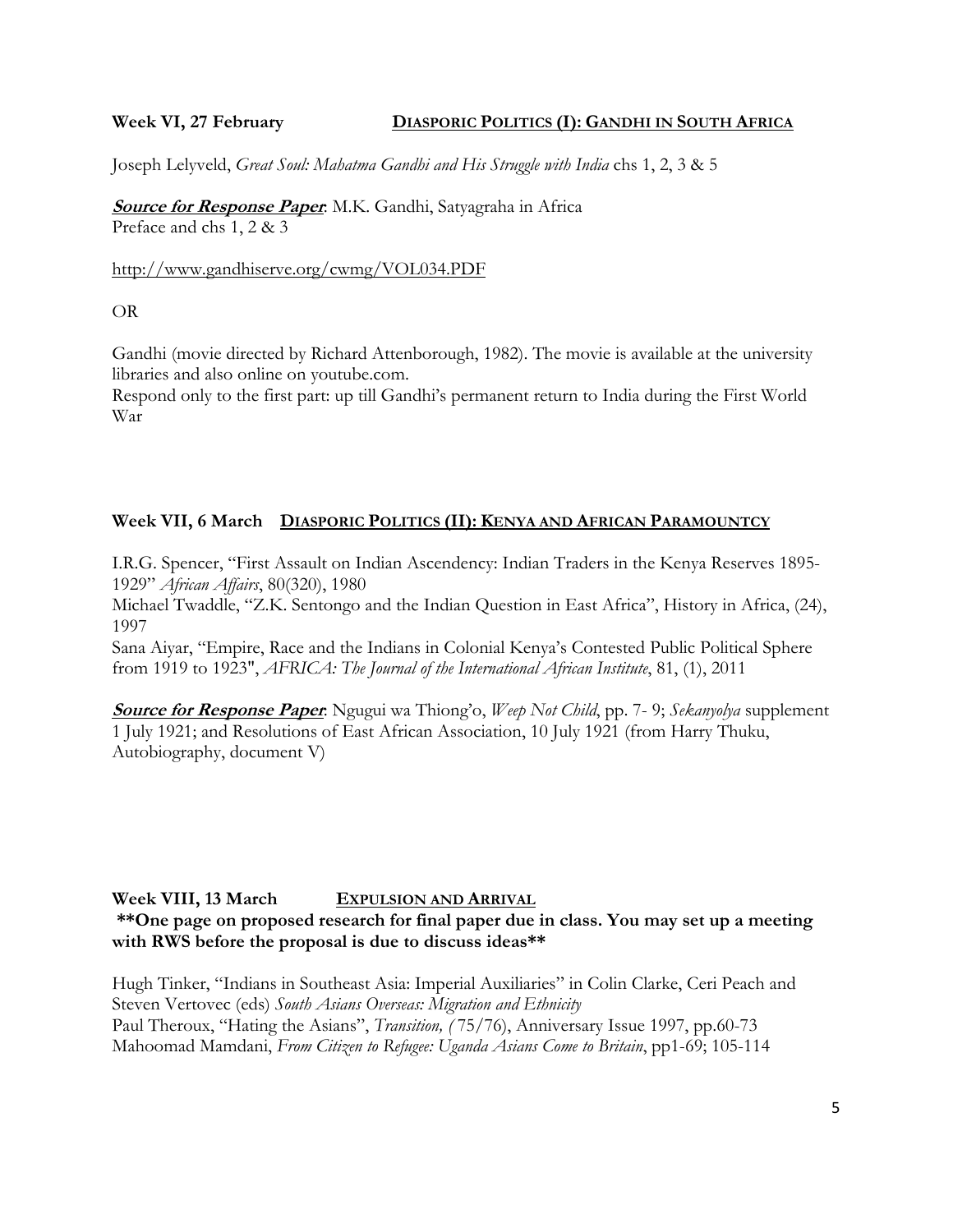### Week VI, 27 February — DIASPORIC POLITICS (I): GANDHI IN SOUTH AFRICA

Joseph Lelyveld, *Great Soul: Mahatma Gandhi and His Struggle with India* chs 1, 2, 3 & 5

***Source for Response Paper***: M.K. Gandhi, Satyagraha in Africa
Preface and chs 1, 2 & 3

http://www.gandhiserve.org/cwmg/VOL034.PDF

OR

Gandhi (movie directed by Richard Attenborough, 1982). The movie is available at the university libraries and also online on youtube.com.
Respond only to the first part: up till Gandhi's permanent return to India during the First World War

### Week VII, 6 March — DIASPORIC POLITICS (II): KENYA AND AFRICAN PARAMOUNTCY

I.R.G. Spencer, "First Assault on Indian Ascendency: Indian Traders in the Kenya Reserves 1895-1929" *African Affairs*, 80(320), 1980
Michael Twaddle, "Z.K. Sentongo and the Indian Question in East Africa", History in Africa, (24), 1997
Sana Aiyar, "Empire, Race and the Indians in Colonial Kenya's Contested Public Political Sphere from 1919 to 1923", *AFRICA: The Journal of the International African Institute*, 81, (1), 2011

***Source for Response Paper***: Ngugui wa Thiong'o, *Weep Not Child*, pp. 7- 9; *Sekanyolya* supplement 1 July 1921; and Resolutions of East African Association, 10 July 1921 (from Harry Thuku, Autobiography, document V)

### Week VIII, 13 March — EXPULSION AND ARRIVAL

**\*\*One page on proposed research for final paper due in class. You may set up a meeting with RWS before the proposal is due to discuss ideas\*\***

Hugh Tinker, "Indians in Southeast Asia: Imperial Auxiliaries" in Colin Clarke, Ceri Peach and Steven Vertovec (eds) *South Asians Overseas: Migration and Ethnicity*
Paul Theroux, "Hating the Asians", *Transition, (* 75/76), Anniversary Issue 1997, pp.60-73
Mahoomad Mamdani, *From Citizen to Refugee: Uganda Asians Come to Britain*, pp1-69; 105-114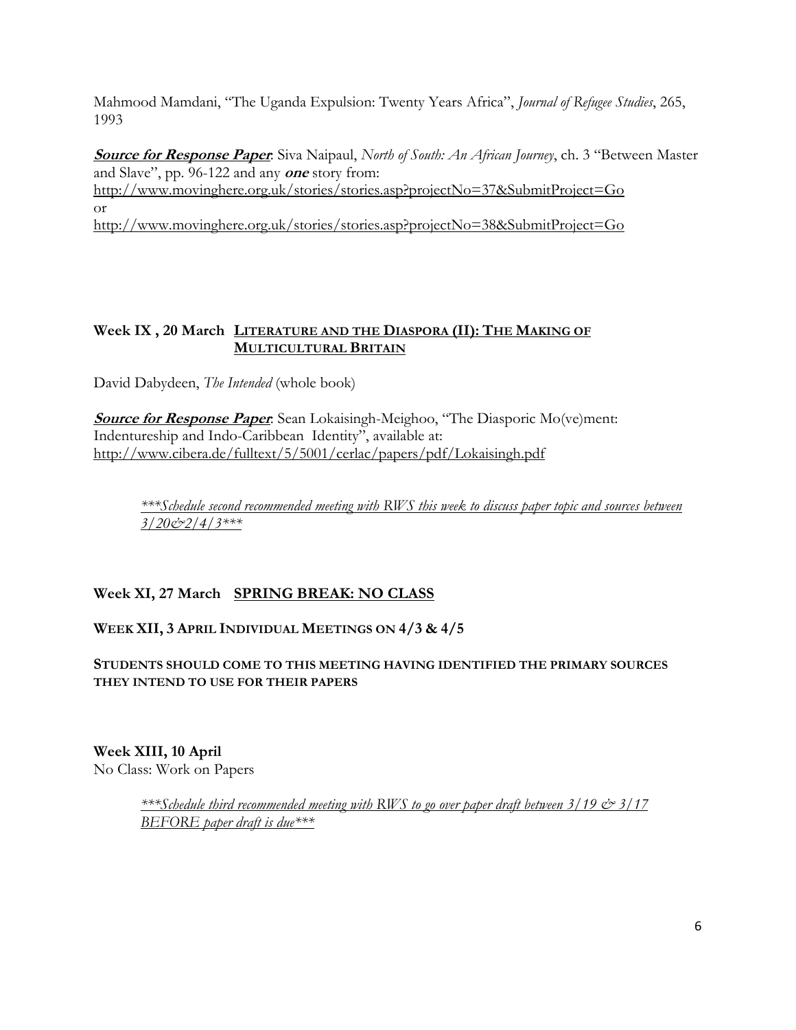Mahmood Mamdani, "The Uganda Expulsion: Twenty Years Africa", *Journal of Refugee Studies*, 265, 1993

***Source for Response Paper***: Siva Naipaul, *North of South: An African Journey*, ch. 3 "Between Master and Slave", pp. 96-122 and any ***one*** story from:
http://www.movinghere.org.uk/stories/stories.asp?projectNo=37&SubmitProject=Go
or
http://www.movinghere.org.uk/stories/stories.asp?projectNo=38&SubmitProject=Go

### Week IX , 20 March LITERATURE AND THE DIASPORA (II): THE MAKING OF MULTICULTURAL BRITAIN

David Dabydeen, *The Intended* (whole book)

***Source for Response Paper***: Sean Lokaisingh-Meighoo, "The Diasporic Mo(ve)ment: Indentureship and Indo-Caribbean Identity", available at:
http://www.cibera.de/fulltext/5/5001/cerlac/papers/pdf/Lokaisingh.pdf

> *\*\*\*Schedule second recommended meeting with RWS this week to discuss paper topic and sources between 3/20&2/4/3\*\*\**

### Week XI, 27 March SPRING BREAK: NO CLASS

### WEEK XII, 3 APRIL INDIVIDUAL MEETINGS ON 4/3 & 4/5

**STUDENTS SHOULD COME TO THIS MEETING HAVING IDENTIFIED THE PRIMARY SOURCES THEY INTEND TO USE FOR THEIR PAPERS**

### Week XIII, 10 April

No Class: Work on Papers

> *\*\*\*Schedule third recommended meeting with RWS to go over paper draft between 3/19 & 3/17 BEFORE paper draft is due\*\*\**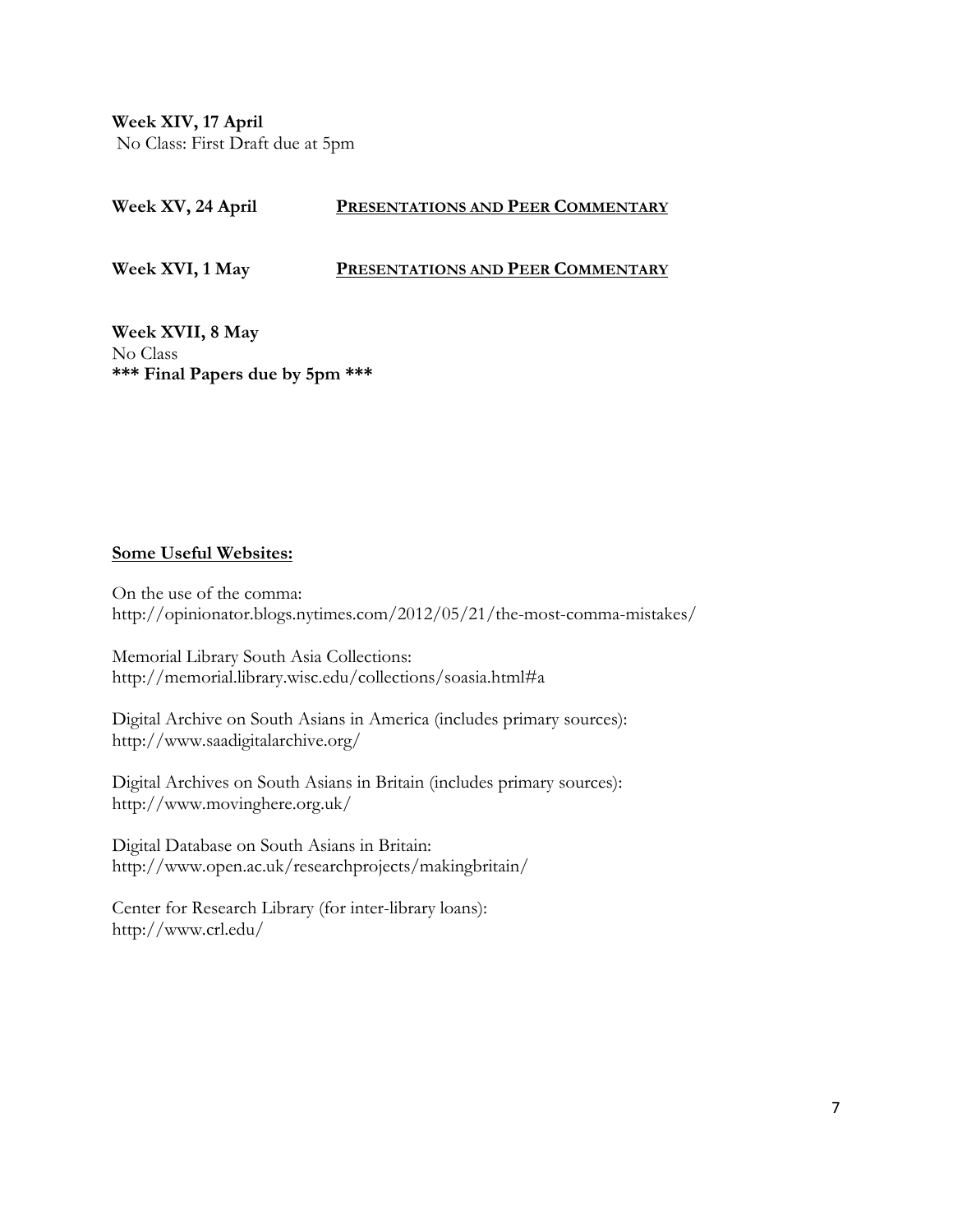**Week XIV, 17 April**
No Class: First Draft due at 5pm

**Week XV, 24 April** **PRESENTATIONS AND PEER COMMENTARY**

**Week XVI, 1 May** **PRESENTATIONS AND PEER COMMENTARY**

**Week XVII, 8 May**
No Class
**\*\*\* Final Papers due by 5pm \*\*\***

**Some Useful Websites:**

On the use of the comma:
http://opinionator.blogs.nytimes.com/2012/05/21/the-most-comma-mistakes/

Memorial Library South Asia Collections:
http://memorial.library.wisc.edu/collections/soasia.html#a

Digital Archive on South Asians in America (includes primary sources):
http://www.saadigitalarchive.org/

Digital Archives on South Asians in Britain (includes primary sources):
http://www.movinghere.org.uk/

Digital Database on South Asians in Britain:
http://www.open.ac.uk/researchprojects/makingbritain/

Center for Research Library (for inter-library loans):
http://www.crl.edu/